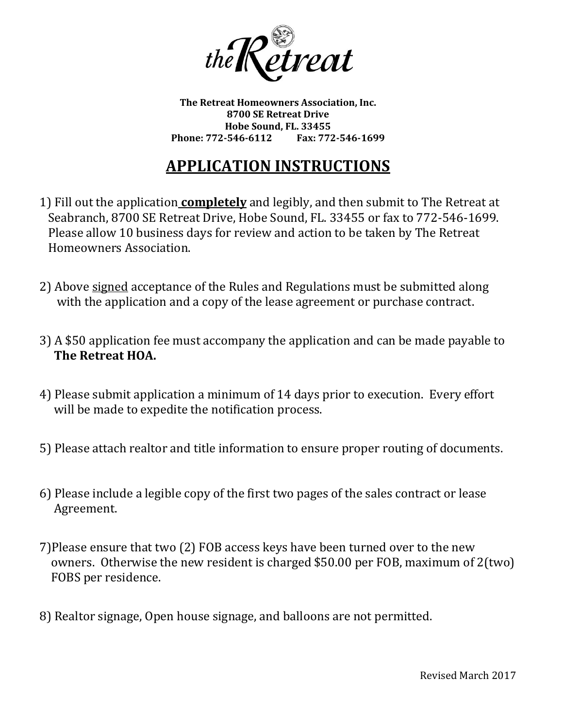**the Retreat**

**The Retreat Homeowners Association, Inc.**
**8700 SE Retreat Drive**
**Hobe Sound, FL. 33455**
**Phone: 772-546-6112 Fax: 772-546-1699**

# APPLICATION INSTRUCTIONS

1) Fill out the application **completely** and legibly, and then submit to The Retreat at Seabranch, 8700 SE Retreat Drive, Hobe Sound, FL. 33455 or fax to 772-546-1699. Please allow 10 business days for review and action to be taken by The Retreat Homeowners Association.

2) Above signed acceptance of the Rules and Regulations must be submitted along with the application and a copy of the lease agreement or purchase contract.

3) A $50 application fee must accompany the application and can be made payable to **The Retreat HOA.**

4) Please submit application a minimum of 14 days prior to execution. Every effort will be made to expedite the notification process.

5) Please attach realtor and title information to ensure proper routing of documents.

6) Please include a legible copy of the first two pages of the sales contract or lease Agreement.

7) Please ensure that two (2) FOB access keys have been turned over to the new owners. Otherwise the new resident is charged $50.00 per FOB, maximum of 2(two) FOBS per residence.

8) Realtor signage, Open house signage, and balloons are not permitted.

Revised March 2017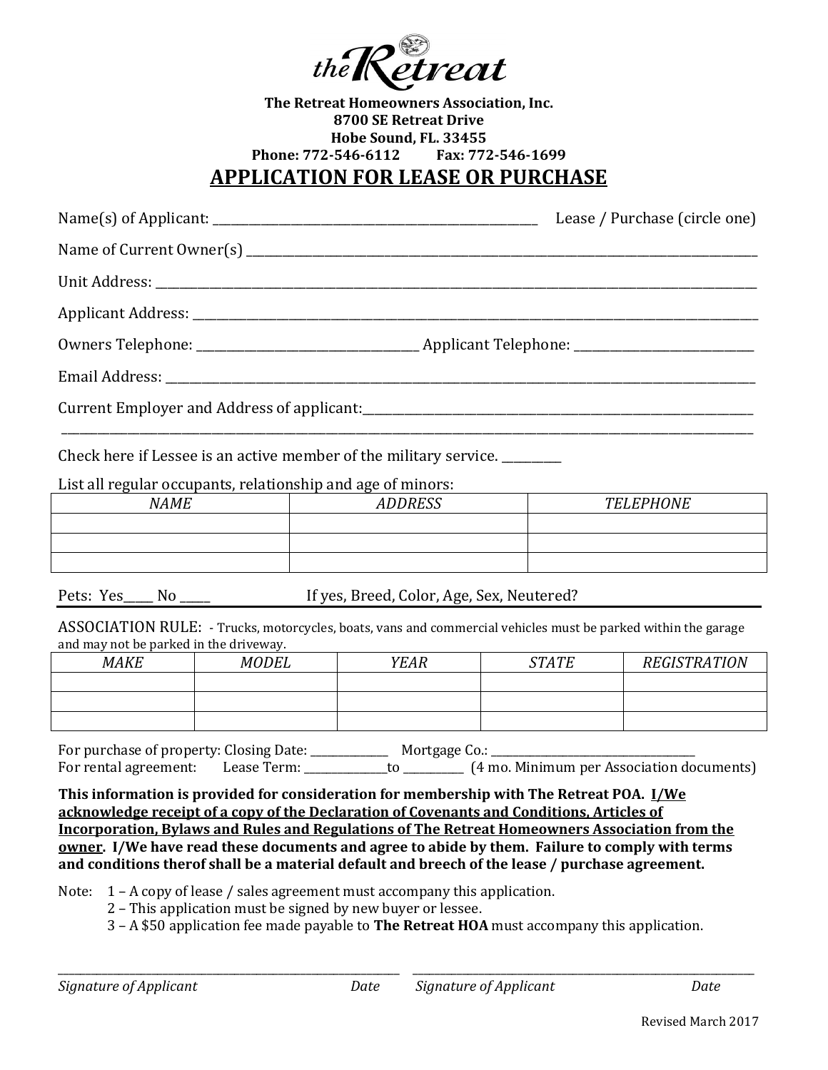the Retreat

**The Retreat Homeowners Association, Inc.**
**8700 SE Retreat Drive**
**Hobe Sound, FL. 33455**
**Phone: 772-546-6112 Fax: 772-546-1699**

# APPLICATION FOR LEASE OR PURCHASE

Name(s) of Applicant: ______________________________ Lease / Purchase (circle one)

Name of Current Owner(s) ______________________________

Unit Address: ______________________________

Applicant Address: ______________________________

Owners Telephone: ____________________ Applicant Telephone: ____________________

Email Address: ______________________________

Current Employer and Address of applicant: ______________________________

______________________________

Check here if Lessee is an active member of the military service. _______

List all regular occupants, relationship and age of minors:

| *NAME* | *ADDRESS* | *TELEPHONE* |
|---|---|---|
| | | |
| | | |
| | | |

Pets: Yes____ No ____ If yes, Breed, Color, Age, Sex, Neutered?

ASSOCIATION RULE: - Trucks, motorcycles, boats, vans and commercial vehicles must be parked within the garage and may not be parked in the driveway.

| *MAKE* | *MODEL* | *YEAR* | *STATE* | *REGISTRATION* |
|---|---|---|---|---|
| | | | | |
| | | | | |
| | | | | |

For purchase of property: Closing Date: __________ Mortgage Co.: ____________________
For rental agreement: Lease Term: __________to __________ (4 mo. Minimum per Association documents)

**This information is provided for consideration for membership with The Retreat POA. <u>I/We acknowledge receipt of a copy of the Declaration of Covenants and Conditions, Articles of Incorporation, Bylaws and Rules and Regulations of The Retreat Homeowners Association from the owner</u>. I/We have read these documents and agree to abide by them. Failure to comply with terms and conditions therof shall be a material default and breech of the lease / purchase agreement.**

Note: 1 – A copy of lease / sales agreement must accompany this application.
2 – This application must be signed by new buyer or lessee.
3 – A $50 application fee made payable to **The Retreat HOA** must accompany this application.

______________________________ ______________________________
*Signature of Applicant* *Date* *Signature of Applicant* *Date*

Revised March 2017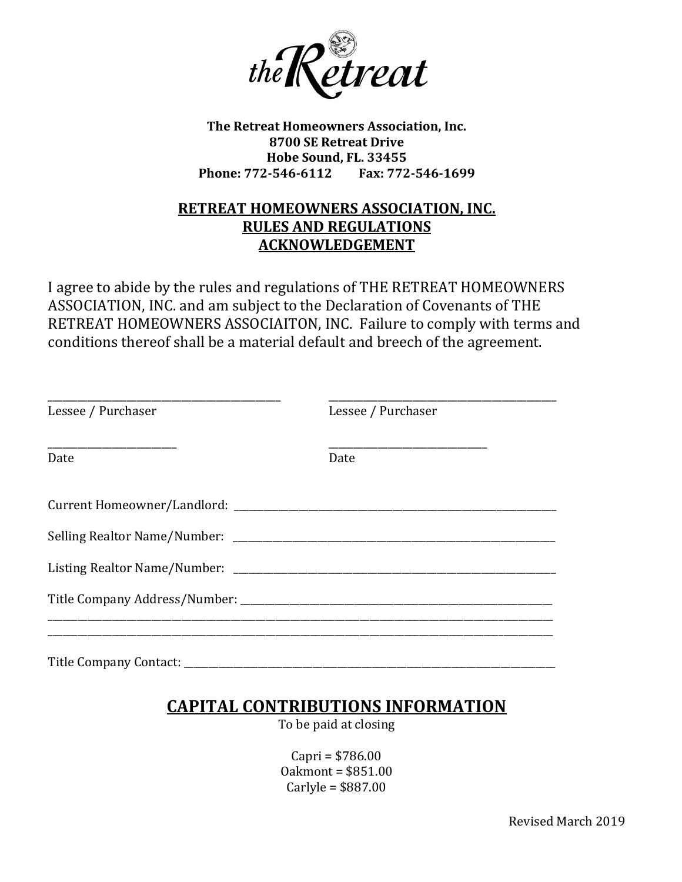the Retreat

**The Retreat Homeowners Association, Inc.**
**8700 SE Retreat Drive**
**Hobe Sound, FL. 33455**
**Phone: 772-546-6112 Fax: 772-546-1699**

## RETREAT HOMEOWNERS ASSOCIATION, INC.
## RULES AND REGULATIONS
## ACKNOWLEDGEMENT

I agree to abide by the rules and regulations of THE RETREAT HOMEOWNERS ASSOCIATION, INC. and am subject to the Declaration of Covenants of THE RETREAT HOMEOWNERS ASSOCIAITON, INC. Failure to comply with terms and conditions thereof shall be a material default and breech of the agreement.

_______________________________ Lessee / Purchaser

_______________________________ Lessee / Purchaser

_______________ Date

_______________ Date

Current Homeowner/Landlord: _______________________________

Selling Realtor Name/Number: _______________________________

Listing Realtor Name/Number: _______________________________

Title Company Address/Number: _______________________________

_______________________________________________________________

_______________________________________________________________

Title Company Contact: _______________________________

## CAPITAL CONTRIBUTIONS INFORMATION

To be paid at closing

Capri = $786.00
Oakmont = $851.00
Carlyle = $887.00

Revised March 2019